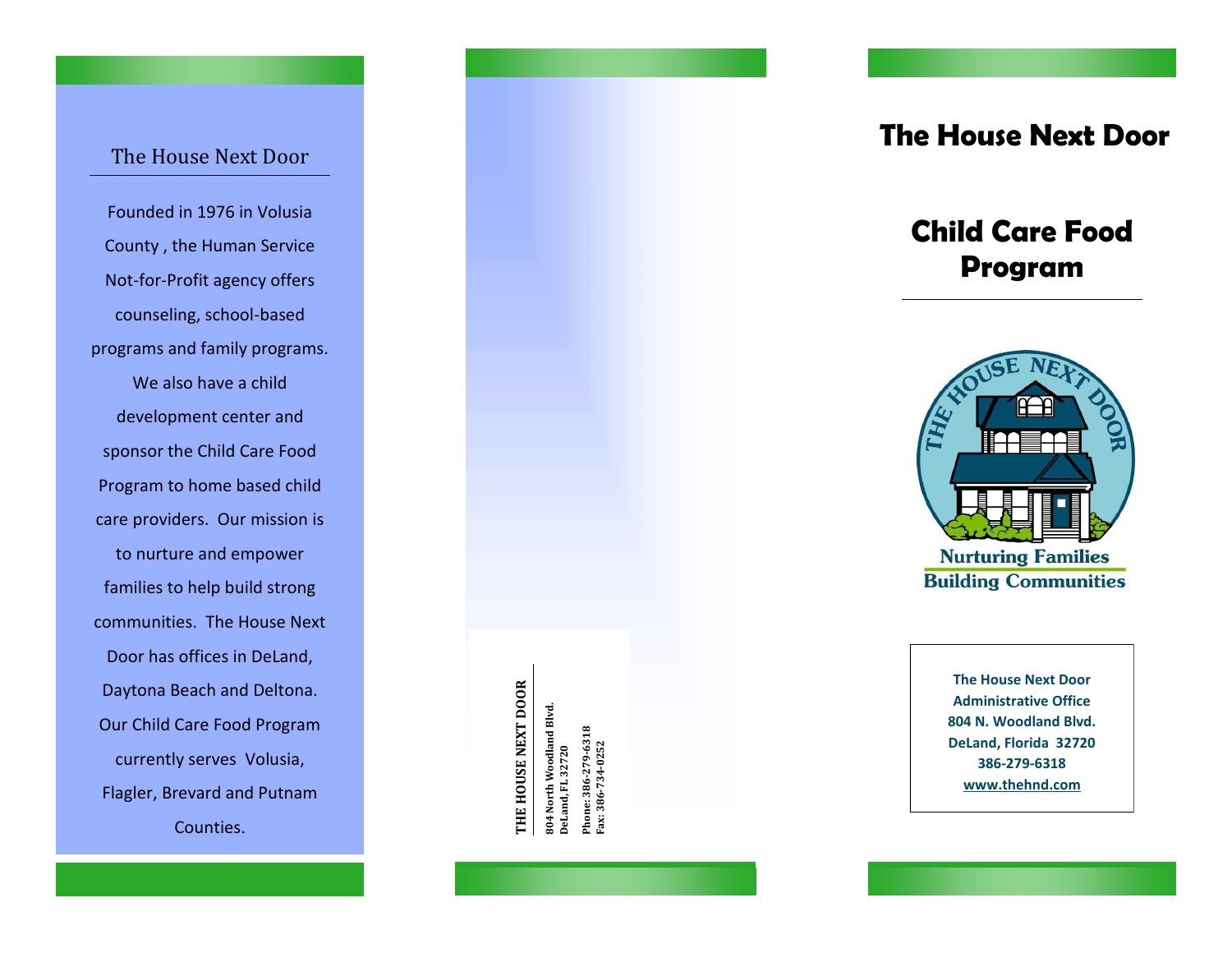## The House Next Door

Founded in 1976 in Volusia County , the Human Service Not-for-Profit agency offers counseling, school-based programs and family programs. We also have a child development center and sponsor the Child Care Food Program to home based child care providers. Our mission is to nurture and empower families to help build strong communities. The House Next Door has offices in DeLand, Daytona Beach and Deltona. Our Child Care Food Program currently serves Volusia, Flagler, Brevard and Putnam Counties.

**THE HOUSE NEXT DOOR**

804 North Woodland Blvd.
DeLand, FL 32720

Phone: 386-279-6318
Fax: 386-734-0252

# The House Next Door

# Child Care Food Program

THE HOUSE NEXT DOOR

Nurturing Families
Building Communities

**The House Next Door**
**Administrative Office**
**804 N. Woodland Blvd.**
**DeLand, Florida 32720**
**386-279-6318**
**www.thehnd.com**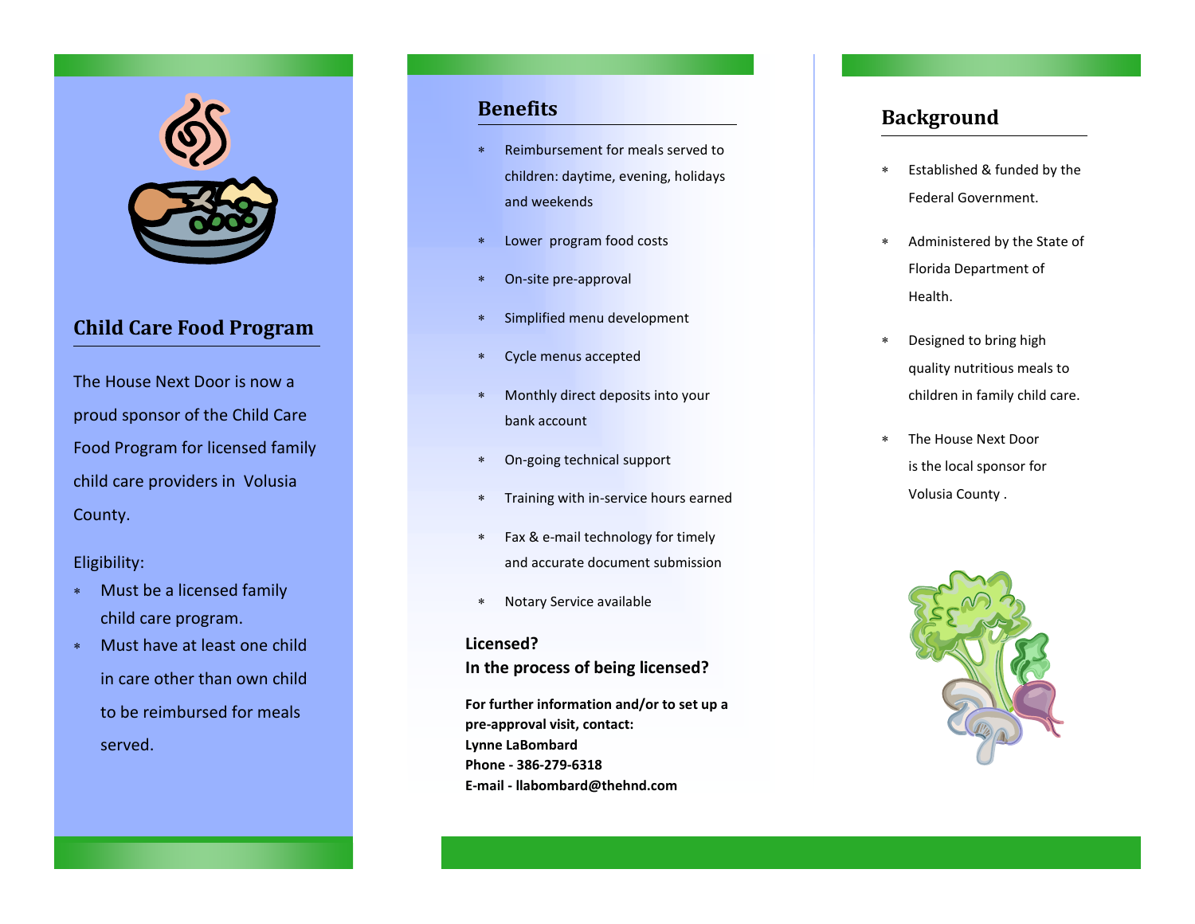## Child Care Food Program

The House Next Door is now a proud sponsor of the Child Care Food Program for licensed family child care providers in Volusia County.

Eligibility:

- Must be a licensed family child care program.
- Must have at least one child in care other than own child to be reimbursed for meals served.

## Benefits

- Reimbursement for meals served to children: daytime, evening, holidays and weekends
- Lower program food costs
- On-site pre-approval
- Simplified menu development
- Cycle menus accepted
- Monthly direct deposits into your bank account
- On-going technical support
- Training with in-service hours earned
- Fax & e-mail technology for timely and accurate document submission
- Notary Service available

**Licensed?**
**In the process of being licensed?**

**For further information and/or to set up a pre-approval visit, contact:**
**Lynne LaBombard**
**Phone - 386-279-6318**
**E-mail - llabombard@thehnd.com**

## Background

- Established & funded by the Federal Government.
- Administered by the State of Florida Department of Health.
- Designed to bring high quality nutritious meals to children in family child care.
- The House Next Door is the local sponsor for Volusia County .